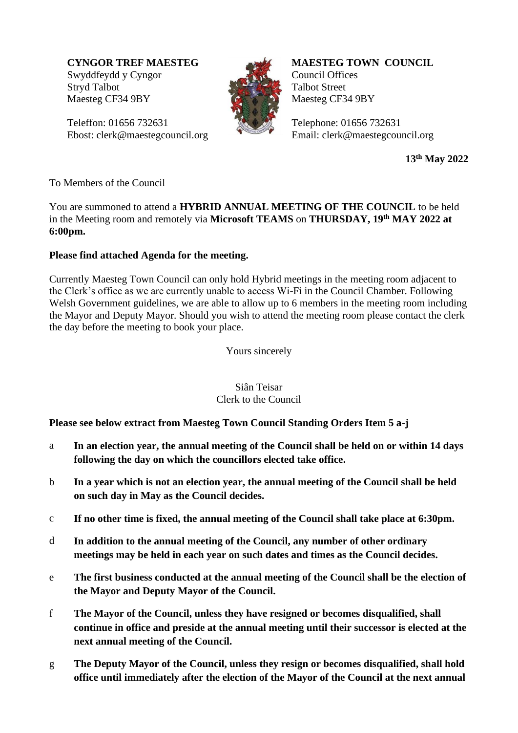**CYNGOR TREF MAESTEG**
Swyddfeydd y Cyngor
Stryd Talbot
Maesteg CF34 9BY

Teleffon: 01656 732631
Ebost: clerk@maestegcouncil.org

**MAESTEG TOWN COUNCIL**
Council Offices
Talbot Street
Maesteg CF34 9BY

Telephone: 01656 732631
Email: clerk@maestegcouncil.org

**13th May 2022**

To Members of the Council

You are summoned to attend a **HYBRID ANNUAL MEETING OF THE COUNCIL** to be held in the Meeting room and remotely via **Microsoft TEAMS** on **THURSDAY, 19th MAY 2022 at 6:00pm.**

**Please find attached Agenda for the meeting.**

Currently Maesteg Town Council can only hold Hybrid meetings in the meeting room adjacent to the Clerk's office as we are currently unable to access Wi-Fi in the Council Chamber. Following Welsh Government guidelines, we are able to allow up to 6 members in the meeting room including the Mayor and Deputy Mayor. Should you wish to attend the meeting room please contact the clerk the day before the meeting to book your place.

Yours sincerely

Siân Teisar
Clerk to the Council

**Please see below extract from Maesteg Town Council Standing Orders Item 5 a-j**

a **In an election year, the annual meeting of the Council shall be held on or within 14 days following the day on which the councillors elected take office.**

b **In a year which is not an election year, the annual meeting of the Council shall be held on such day in May as the Council decides.**

c **If no other time is fixed, the annual meeting of the Council shall take place at 6:30pm.**

d **In addition to the annual meeting of the Council, any number of other ordinary meetings may be held in each year on such dates and times as the Council decides.**

e **The first business conducted at the annual meeting of the Council shall be the election of the Mayor and Deputy Mayor of the Council.**

f **The Mayor of the Council, unless they have resigned or becomes disqualified, shall continue in office and preside at the annual meeting until their successor is elected at the next annual meeting of the Council.**

g **The Deputy Mayor of the Council, unless they resign or becomes disqualified, shall hold office until immediately after the election of the Mayor of the Council at the next annual**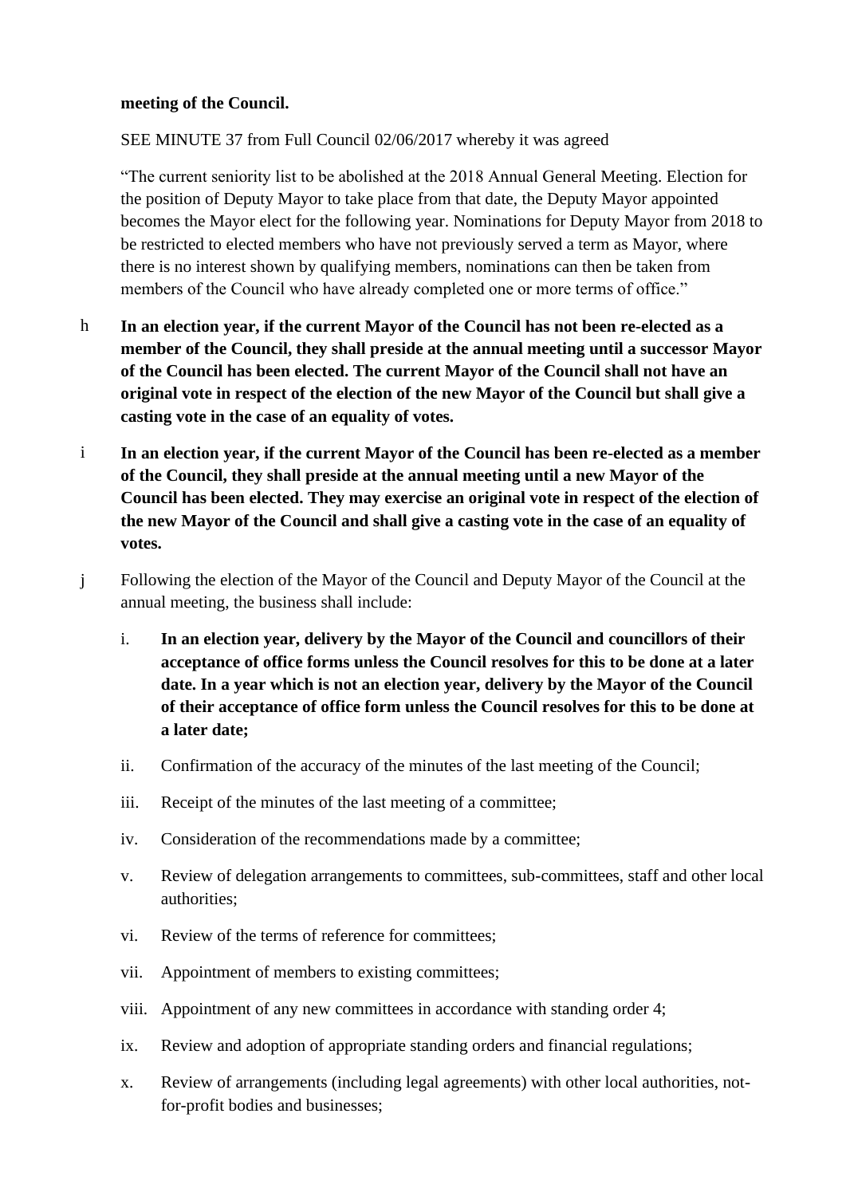**meeting of the Council.**

SEE MINUTE 37 from Full Council 02/06/2017 whereby it was agreed

"The current seniority list to be abolished at the 2018 Annual General Meeting. Election for the position of Deputy Mayor to take place from that date, the Deputy Mayor appointed becomes the Mayor elect for the following year. Nominations for Deputy Mayor from 2018 to be restricted to elected members who have not previously served a term as Mayor, where there is no interest shown by qualifying members, nominations can then be taken from members of the Council who have already completed one or more terms of office."

h **In an election year, if the current Mayor of the Council has not been re-elected as a member of the Council, they shall preside at the annual meeting until a successor Mayor of the Council has been elected. The current Mayor of the Council shall not have an original vote in respect of the election of the new Mayor of the Council but shall give a casting vote in the case of an equality of votes.**

i **In an election year, if the current Mayor of the Council has been re-elected as a member of the Council, they shall preside at the annual meeting until a new Mayor of the Council has been elected. They may exercise an original vote in respect of the election of the new Mayor of the Council and shall give a casting vote in the case of an equality of votes.**

j Following the election of the Mayor of the Council and Deputy Mayor of the Council at the annual meeting, the business shall include:

i. **In an election year, delivery by the Mayor of the Council and councillors of their acceptance of office forms unless the Council resolves for this to be done at a later date. In a year which is not an election year, delivery by the Mayor of the Council of their acceptance of office form unless the Council resolves for this to be done at a later date;**

ii. Confirmation of the accuracy of the minutes of the last meeting of the Council;

iii. Receipt of the minutes of the last meeting of a committee;

iv. Consideration of the recommendations made by a committee;

v. Review of delegation arrangements to committees, sub-committees, staff and other local authorities;

vi. Review of the terms of reference for committees;

vii. Appointment of members to existing committees;

viii. Appointment of any new committees in accordance with standing order 4;

ix. Review and adoption of appropriate standing orders and financial regulations;

x. Review of arrangements (including legal agreements) with other local authorities, not-for-profit bodies and businesses;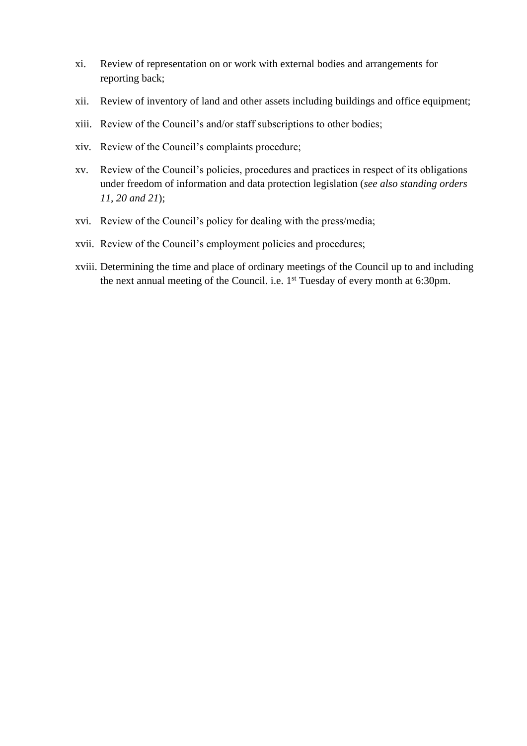xi. Review of representation on or work with external bodies and arrangements for reporting back;

xii. Review of inventory of land and other assets including buildings and office equipment;

xiii. Review of the Council's and/or staff subscriptions to other bodies;

xiv. Review of the Council's complaints procedure;

xv. Review of the Council's policies, procedures and practices in respect of its obligations under freedom of information and data protection legislation (*see also standing orders 11, 20 and 21*);

xvi. Review of the Council's policy for dealing with the press/media;

xvii. Review of the Council's employment policies and procedures;

xviii. Determining the time and place of ordinary meetings of the Council up to and including the next annual meeting of the Council. i.e. 1st Tuesday of every month at 6:30pm.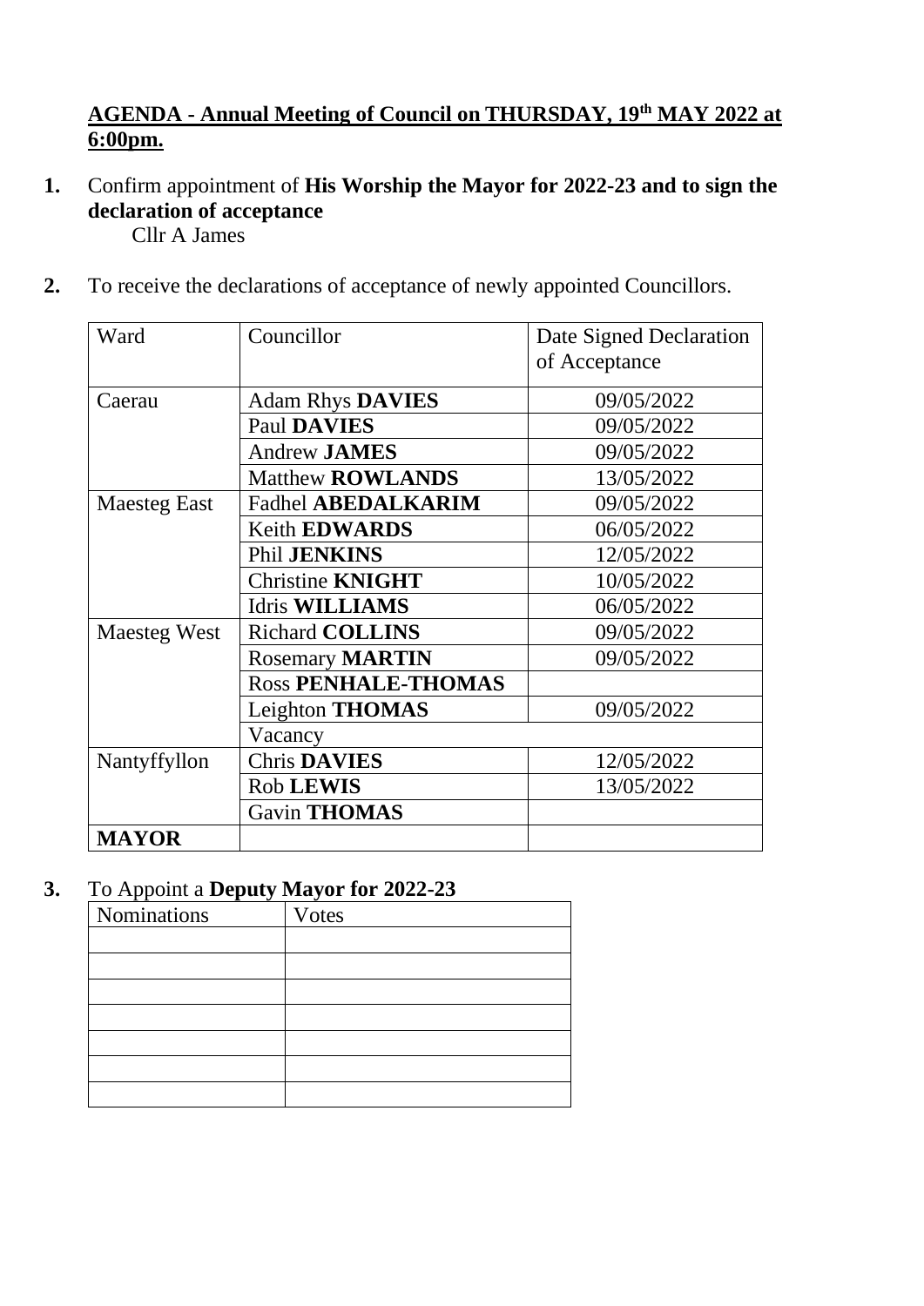**AGENDA - Annual Meeting of Council on THURSDAY, 19th MAY 2022 at 6:00pm.**

**1.** Confirm appointment of **His Worship the Mayor for 2022-23 and to sign the declaration of acceptance**

Cllr A James

**2.** To receive the declarations of acceptance of newly appointed Councillors.

| Ward | Councillor | Date Signed Declaration of Acceptance |
|---|---|---|
| Caerau | Adam Rhys **DAVIES** | 09/05/2022 |
| | Paul **DAVIES** | 09/05/2022 |
| | Andrew **JAMES** | 09/05/2022 |
| | Matthew **ROWLANDS** | 13/05/2022 |
| Maesteg East | Fadhel **ABEDALKARIM** | 09/05/2022 |
| | Keith **EDWARDS** | 06/05/2022 |
| | Phil **JENKINS** | 12/05/2022 |
| | Christine **KNIGHT** | 10/05/2022 |
| | Idris **WILLIAMS** | 06/05/2022 |
| Maesteg West | Richard **COLLINS** | 09/05/2022 |
| | Rosemary **MARTIN** | 09/05/2022 |
| | Ross **PENHALE-THOMAS** | |
| | Leighton **THOMAS** | 09/05/2022 |
| | Vacancy | |
| Nantyffyllon | Chris **DAVIES** | 12/05/2022 |
| | Rob **LEWIS** | 13/05/2022 |
| | Gavin **THOMAS** | |
| **MAYOR** | | |

**3.** To Appoint a **Deputy Mayor for 2022-23**

| Nominations | Votes |
|---|---|
| | |
| | |
| | |
| | |
| | |
| | |
| | |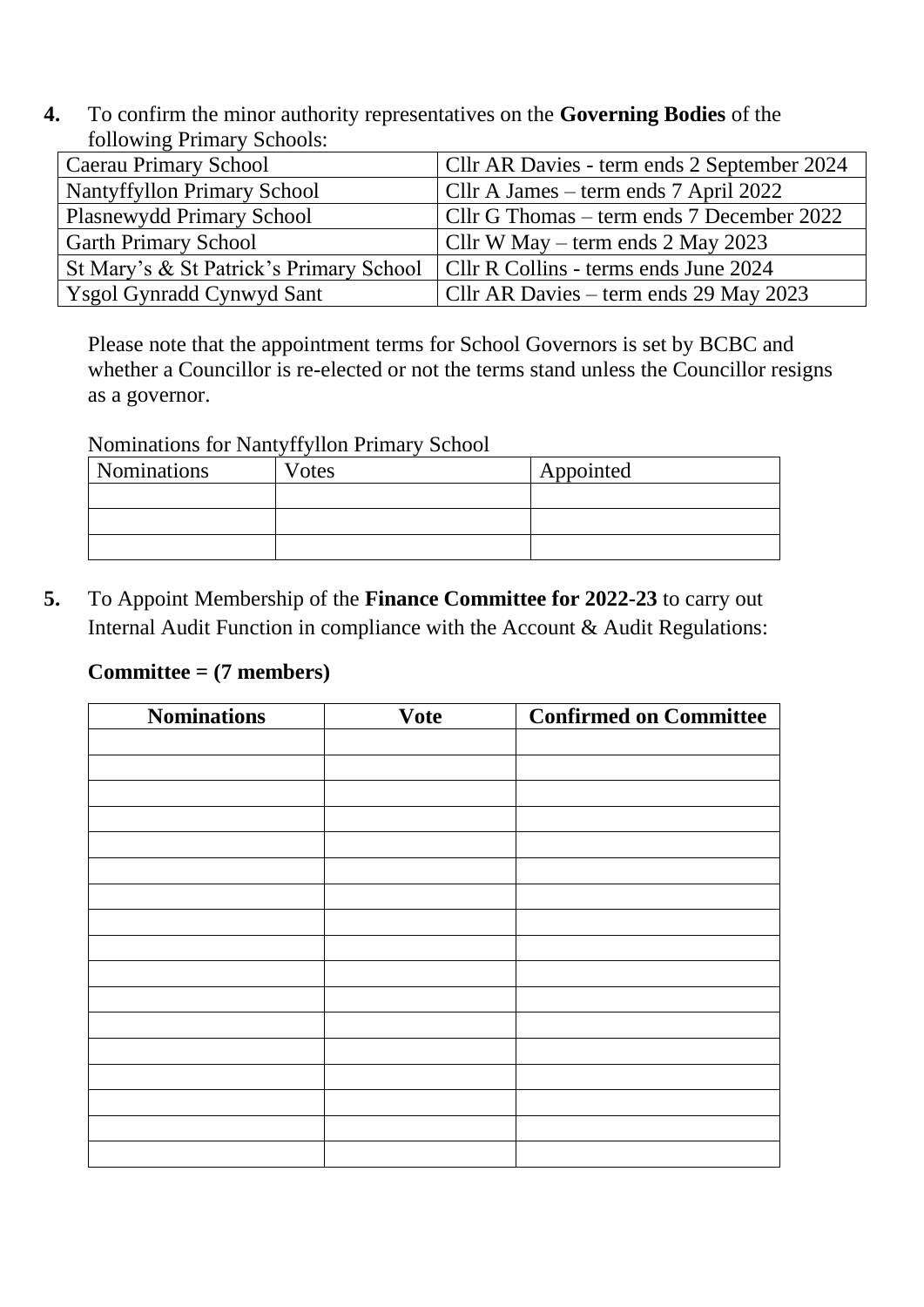**4.** To confirm the minor authority representatives on the **Governing Bodies** of the following Primary Schools:

| Caerau Primary School | Cllr AR Davies - term ends 2 September 2024 |
|---|---|
| Nantyffyllon Primary School | Cllr A James – term ends 7 April 2022 |
| Plasnewydd Primary School | Cllr G Thomas – term ends 7 December 2022 |
| Garth Primary School | Cllr W May – term ends 2 May 2023 |
| St Mary’s & St Patrick’s Primary School | Cllr R Collins - terms ends June 2024 |
| Ysgol Gynradd Cynwyd Sant | Cllr AR Davies – term ends 29 May 2023 |

Please note that the appointment terms for School Governors is set by BCBC and whether a Councillor is re-elected or not the terms stand unless the Councillor resigns as a governor.

Nominations for Nantyffyllon Primary School

| Nominations | Votes | Appointed |
|---|---|---|
| | | |
| | | |
| | | |

**5.** To Appoint Membership of the **Finance Committee for 2022-23** to carry out Internal Audit Function in compliance with the Account & Audit Regulations:

**Committee = (7 members)**

| Nominations | Vote | Confirmed on Committee |
|---|---|---|
| | | |
| | | |
| | | |
| | | |
| | | |
| | | |
| | | |
| | | |
| | | |
| | | |
| | | |
| | | |
| | | |
| | | |
| | | |
| | | |
| | | |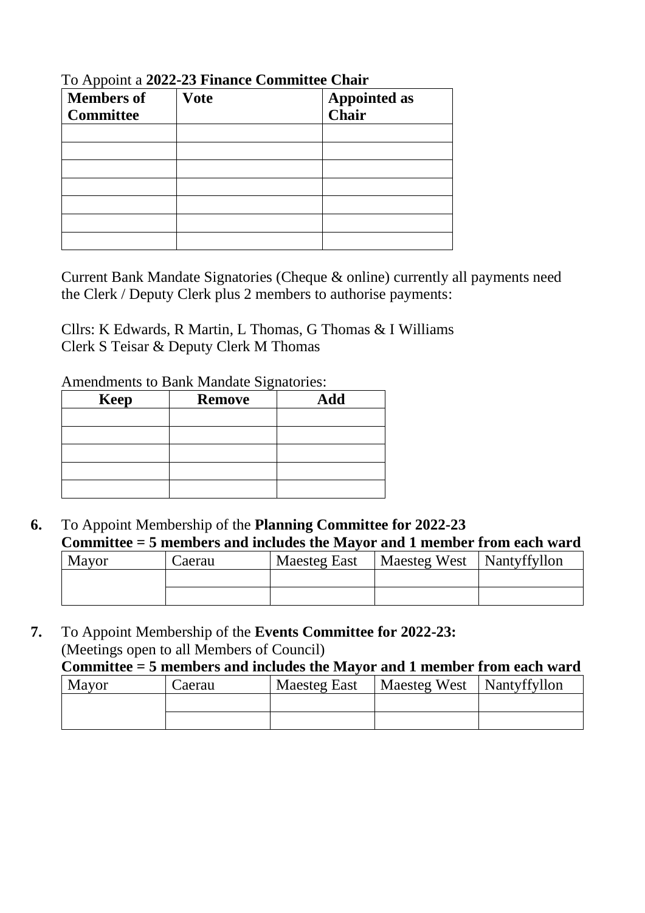To Appoint a **2022-23 Finance Committee Chair**

| Members of Committee | Vote | Appointed as Chair |
|---|---|---|
| | | |
| | | |
| | | |
| | | |
| | | |
| | | |
| | | |

Current Bank Mandate Signatories (Cheque & online) currently all payments need the Clerk / Deputy Clerk plus 2 members to authorise payments:

Cllrs: K Edwards, R Martin, L Thomas, G Thomas & I Williams
Clerk S Teisar & Deputy Clerk M Thomas

Amendments to Bank Mandate Signatories:

| Keep | Remove | Add |
|---|---|---|
| | | |
| | | |
| | | |
| | | |
| | | |

**6.** To Appoint Membership of the **Planning Committee for 2022-23**
**Committee = 5 members and includes the Mayor and 1 member from each ward**

| Mayor | Caerau | Maesteg East | Maesteg West | Nantyffyllon |
|---|---|---|---|---|
| | | | | |
| | | | | |

**7.** To Appoint Membership of the **Events Committee for 2022-23:**
(Meetings open to all Members of Council)
**Committee = 5 members and includes the Mayor and 1 member from each ward**

| Mayor | Caerau | Maesteg East | Maesteg West | Nantyffyllon |
|---|---|---|---|---|
| | | | | |
| | | | | |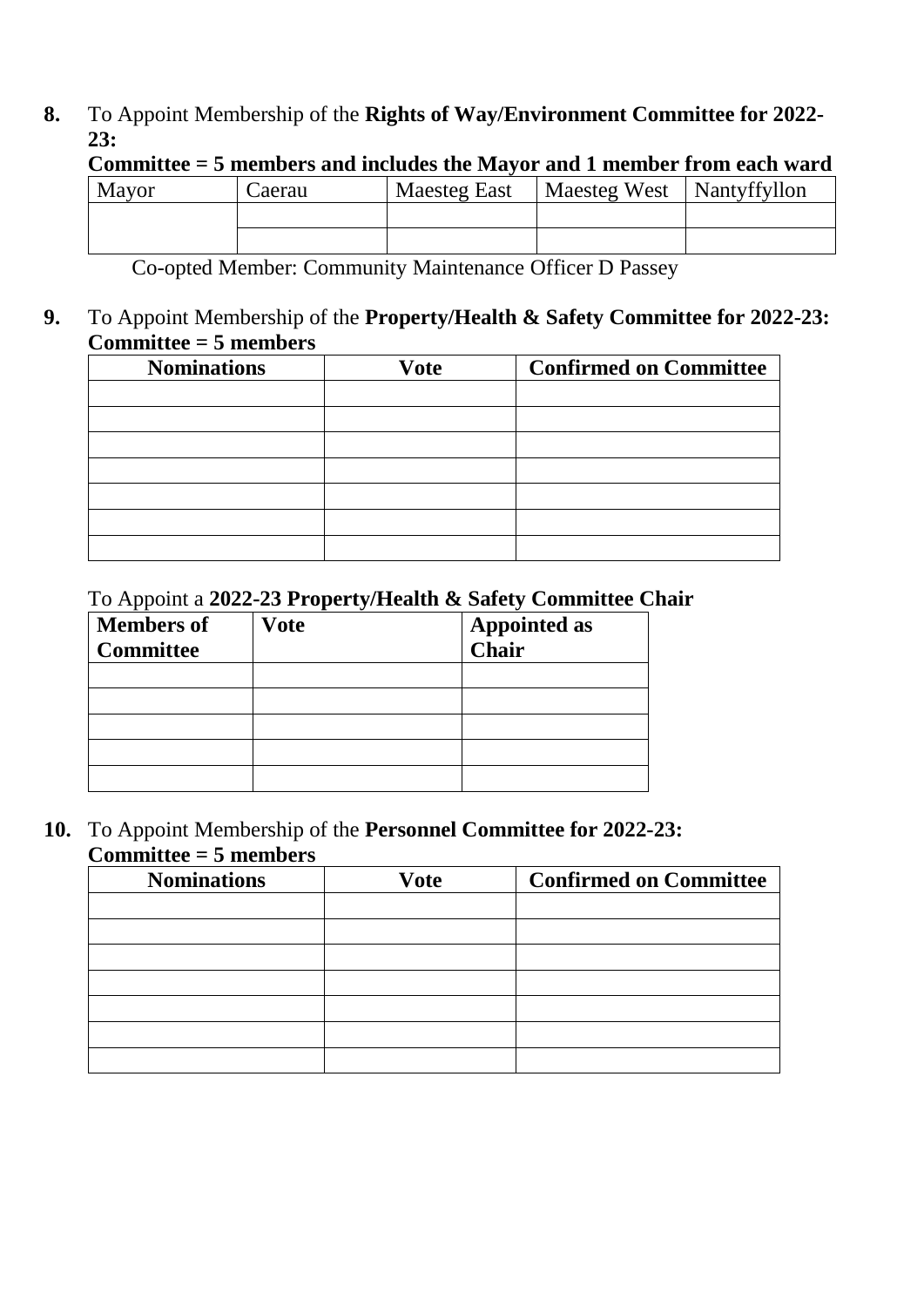**8.** To Appoint Membership of the **Rights of Way/Environment Committee for 2022-23:**

**Committee = 5 members and includes the Mayor and 1 member from each ward**

| Mayor | Caerau | Maesteg East | Maesteg West | Nantyffyllon |
|---|---|---|---|---|
| | | | | |
| | | | | |

Co-opted Member: Community Maintenance Officer D Passey

**9.** To Appoint Membership of the **Property/Health & Safety Committee for 2022-23: Committee = 5 members**

| Nominations | Vote | Confirmed on Committee |
|---|---|---|
| | | |
| | | |
| | | |
| | | |
| | | |
| | | |
| | | |

To Appoint a **2022-23 Property/Health & Safety Committee Chair**

| Members of Committee | Vote | Appointed as Chair |
|---|---|---|
| | | |
| | | |
| | | |
| | | |
| | | |

**10.** To Appoint Membership of the **Personnel Committee for 2022-23: Committee = 5 members**

| Nominations | Vote | Confirmed on Committee |
|---|---|---|
| | | |
| | | |
| | | |
| | | |
| | | |
| | | |
| | | |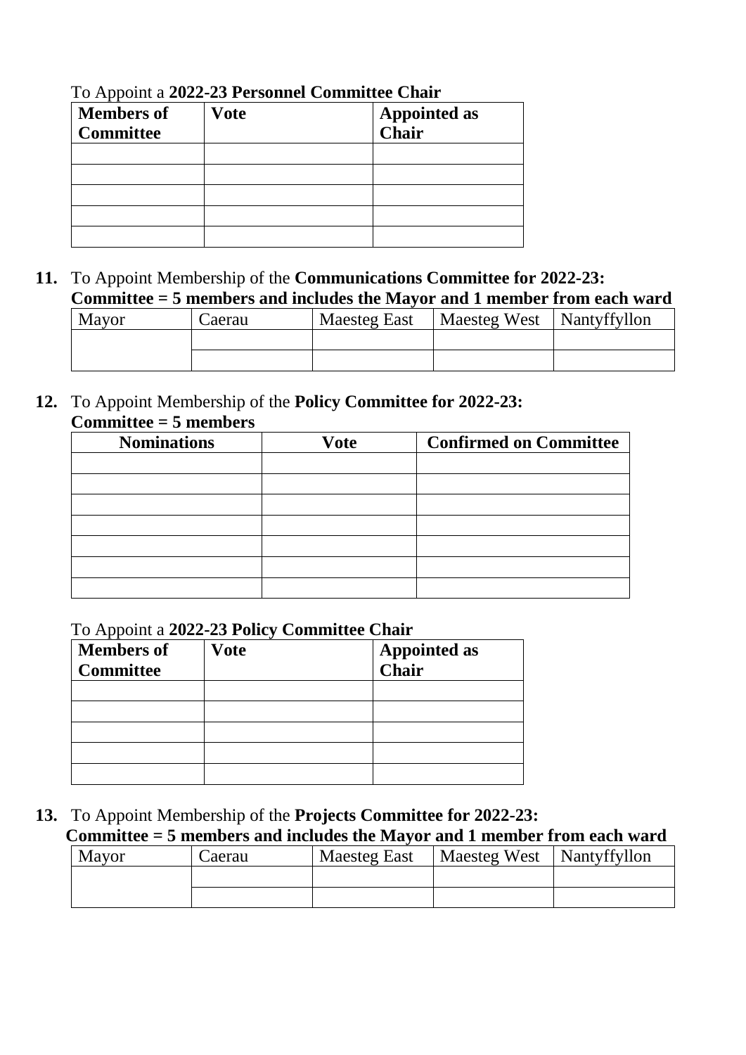To Appoint a **2022-23 Personnel Committee Chair**

| **Members of Committee** | **Vote** | **Appointed as Chair** |
| --- | --- | --- |
| | | |
| | | |
| | | |
| | | |
| | | |

**11.** To Appoint Membership of the **Communications Committee for 2022-23:**
**Committee = 5 members and includes the Mayor and 1 member from each ward**

| Mayor | Caerau | Maesteg East | Maesteg West | Nantyffyllon |
| --- | --- | --- | --- | --- |
| | | | | |
| | | | | |

**12.** To Appoint Membership of the **Policy Committee for 2022-23:**
**Committee = 5 members**

| **Nominations** | **Vote** | **Confirmed on Committee** |
| --- | --- | --- |
| | | |
| | | |
| | | |
| | | |
| | | |
| | | |
| | | |

To Appoint a **2022-23 Policy Committee Chair**

| **Members of Committee** | **Vote** | **Appointed as Chair** |
| --- | --- | --- |
| | | |
| | | |
| | | |
| | | |
| | | |

**13.** To Appoint Membership of the **Projects Committee for 2022-23:**
**Committee = 5 members and includes the Mayor and 1 member from each ward**

| Mayor | Caerau | Maesteg East | Maesteg West | Nantyffyllon |
| --- | --- | --- | --- | --- |
| | | | | |
| | | | | |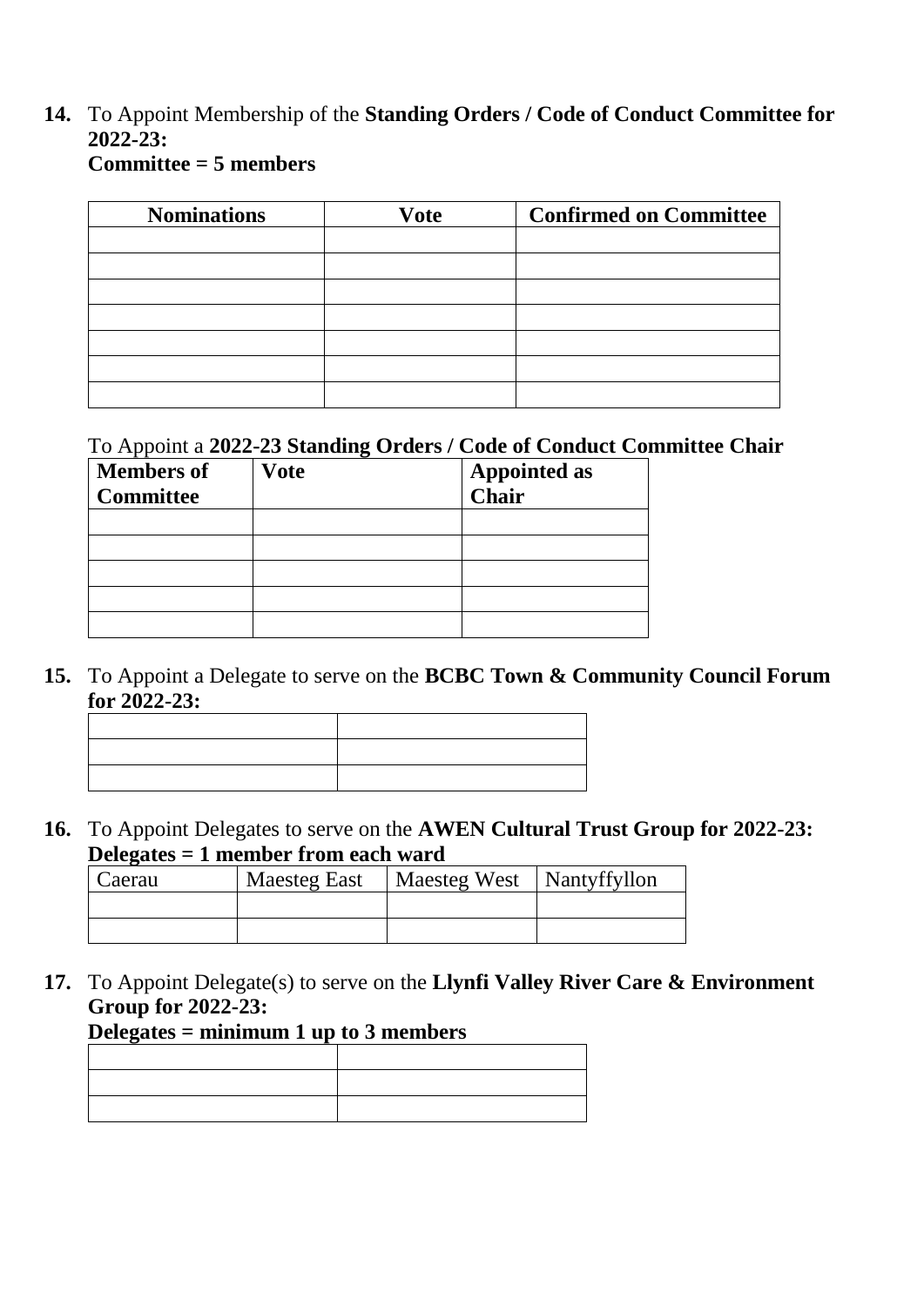**14.** To Appoint Membership of the **Standing Orders / Code of Conduct Committee for 2022-23:**
**Committee = 5 members**

| Nominations | Vote | Confirmed on Committee |
|---|---|---|
| | | |
| | | |
| | | |
| | | |
| | | |
| | | |
| | | |

To Appoint a **2022-23 Standing Orders / Code of Conduct Committee Chair**

| Members of Committee | Vote | Appointed as Chair |
|---|---|---|
| | | |
| | | |
| | | |
| | | |
| | | |

**15.** To Appoint a Delegate to serve on the **BCBC Town & Community Council Forum for 2022-23:**

| | |
|---|---|
| | |
| | |
| | |

**16.** To Appoint Delegates to serve on the **AWEN Cultural Trust Group for 2022-23:**
**Delegates = 1 member from each ward**

| Caerau | Maesteg East | Maesteg West | Nantyffyllon |
|---|---|---|---|
| | | | |
| | | | |

**17.** To Appoint Delegate(s) to serve on the **Llynfi Valley River Care & Environment Group for 2022-23:**
**Delegates = minimum 1 up to 3 members**

| | |
|---|---|
| | |
| | |
| | |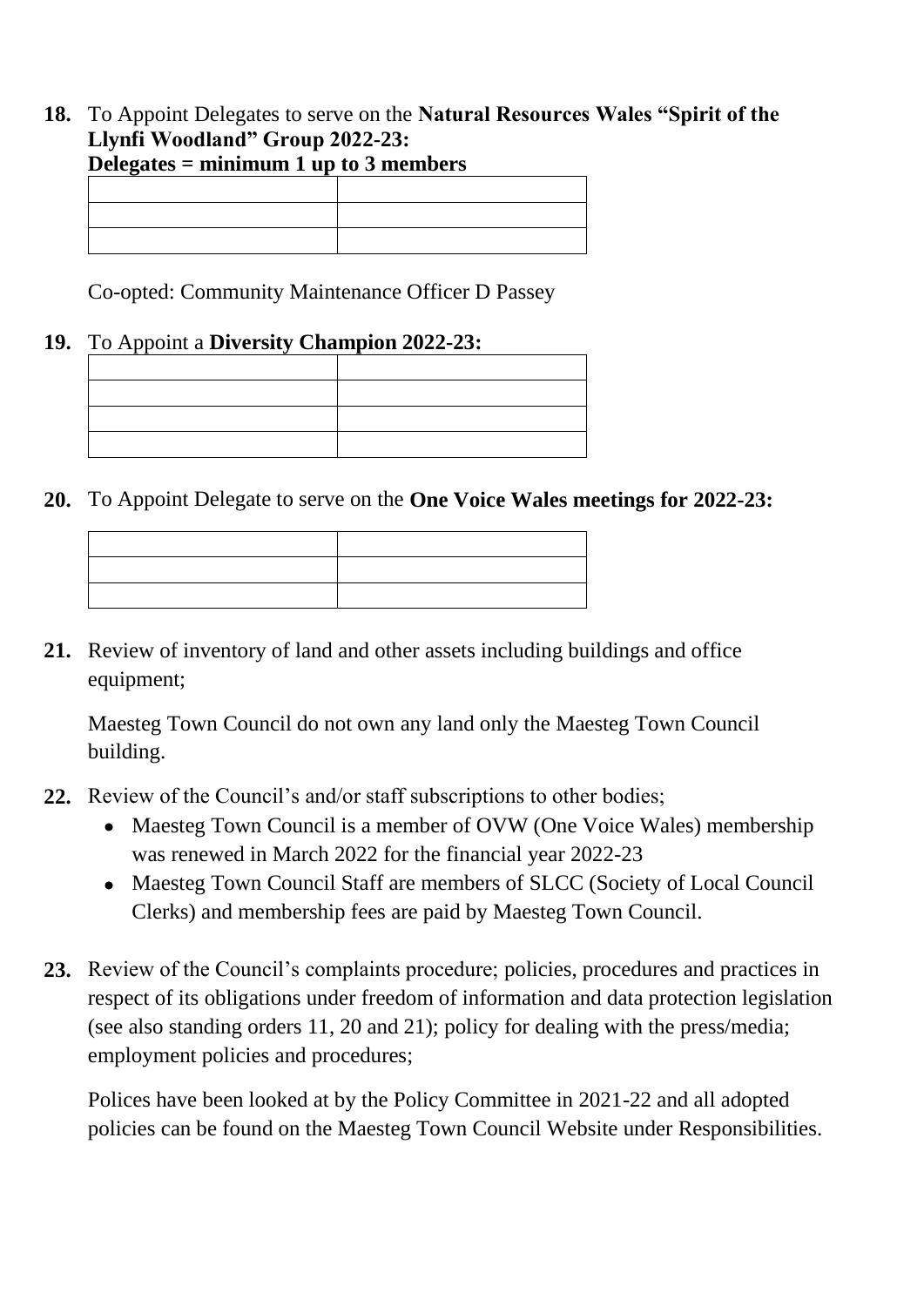**18.** To Appoint Delegates to serve on the **Natural Resources Wales "Spirit of the Llynfi Woodland" Group 2022-23:**
**Delegates = minimum 1 up to 3 members**

| | |
|---|---|
| | |
| | |

Co-opted: Community Maintenance Officer D Passey

**19.** To Appoint a **Diversity Champion 2022-23:**

| | |
|---|---|
| | |
| | |
| | |

**20.** To Appoint Delegate to serve on the **One Voice Wales meetings for 2022-23:**

| | |
|---|---|
| | |
| | |

**21.** Review of inventory of land and other assets including buildings and office equipment;

Maesteg Town Council do not own any land only the Maesteg Town Council building.

**22.** Review of the Council's and/or staff subscriptions to other bodies;

- Maesteg Town Council is a member of OVW (One Voice Wales) membership was renewed in March 2022 for the financial year 2022-23
- Maesteg Town Council Staff are members of SLCC (Society of Local Council Clerks) and membership fees are paid by Maesteg Town Council.

**23.** Review of the Council's complaints procedure; policies, procedures and practices in respect of its obligations under freedom of information and data protection legislation (see also standing orders 11, 20 and 21); policy for dealing with the press/media; employment policies and procedures;

Polices have been looked at by the Policy Committee in 2021-22 and all adopted policies can be found on the Maesteg Town Council Website under Responsibilities.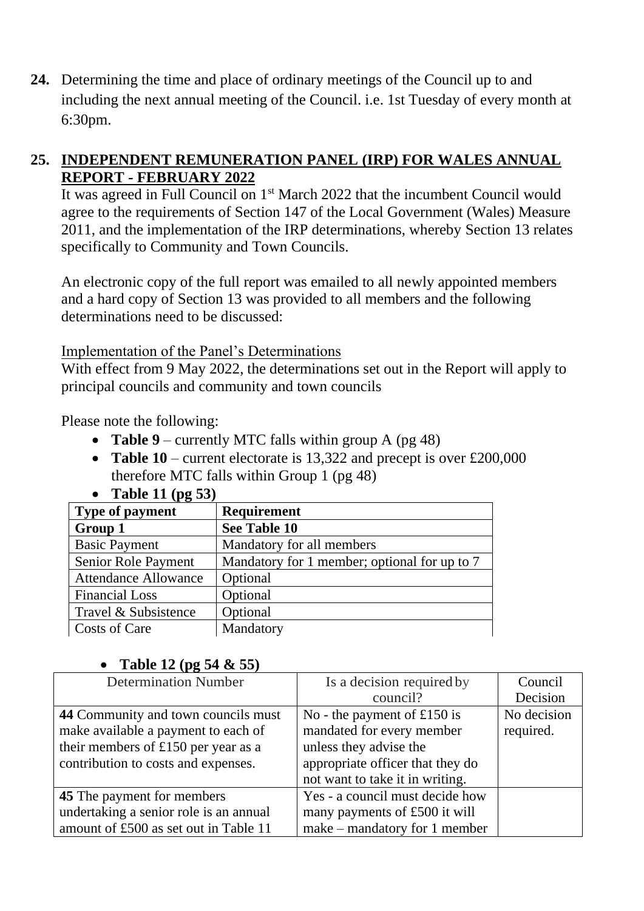**24.** Determining the time and place of ordinary meetings of the Council up to and including the next annual meeting of the Council. i.e. 1st Tuesday of every month at 6:30pm.

## 25. INDEPENDENT REMUNERATION PANEL (IRP) FOR WALES ANNUAL REPORT - FEBRUARY 2022

It was agreed in Full Council on 1st March 2022 that the incumbent Council would agree to the requirements of Section 147 of the Local Government (Wales) Measure 2011, and the implementation of the IRP determinations, whereby Section 13 relates specifically to Community and Town Councils.

An electronic copy of the full report was emailed to all newly appointed members and a hard copy of Section 13 was provided to all members and the following determinations need to be discussed:

Implementation of the Panel's Determinations

With effect from 9 May 2022, the determinations set out in the Report will apply to principal councils and community and town councils

Please note the following:

- **Table 9** – currently MTC falls within group A (pg 48)
- **Table 10** – current electorate is 13,322 and precept is over £200,000 therefore MTC falls within Group 1 (pg 48)
- **Table 11 (pg 53)**

| Type of payment | Requirement |
|---|---|
| **Group 1** | **See Table 10** |
| Basic Payment | Mandatory for all members |
| Senior Role Payment | Mandatory for 1 member; optional for up to 7 |
| Attendance Allowance | Optional |
| Financial Loss | Optional |
| Travel & Subsistence | Optional |
| Costs of Care | Mandatory |

- **Table 12 (pg 54 & 55)**

| Determination Number | Is a decision required by council? | Council Decision |
|---|---|---|
| **44** Community and town councils must make available a payment to each of their members of £150 per year as a contribution to costs and expenses. | No - the payment of £150 is mandated for every member unless they advise the appropriate officer that they do not want to take it in writing. | No decision required. |
| **45** The payment for members undertaking a senior role is an annual amount of £500 as set out in Table 11 | Yes - a council must decide how many payments of £500 it will make – mandatory for 1 member | |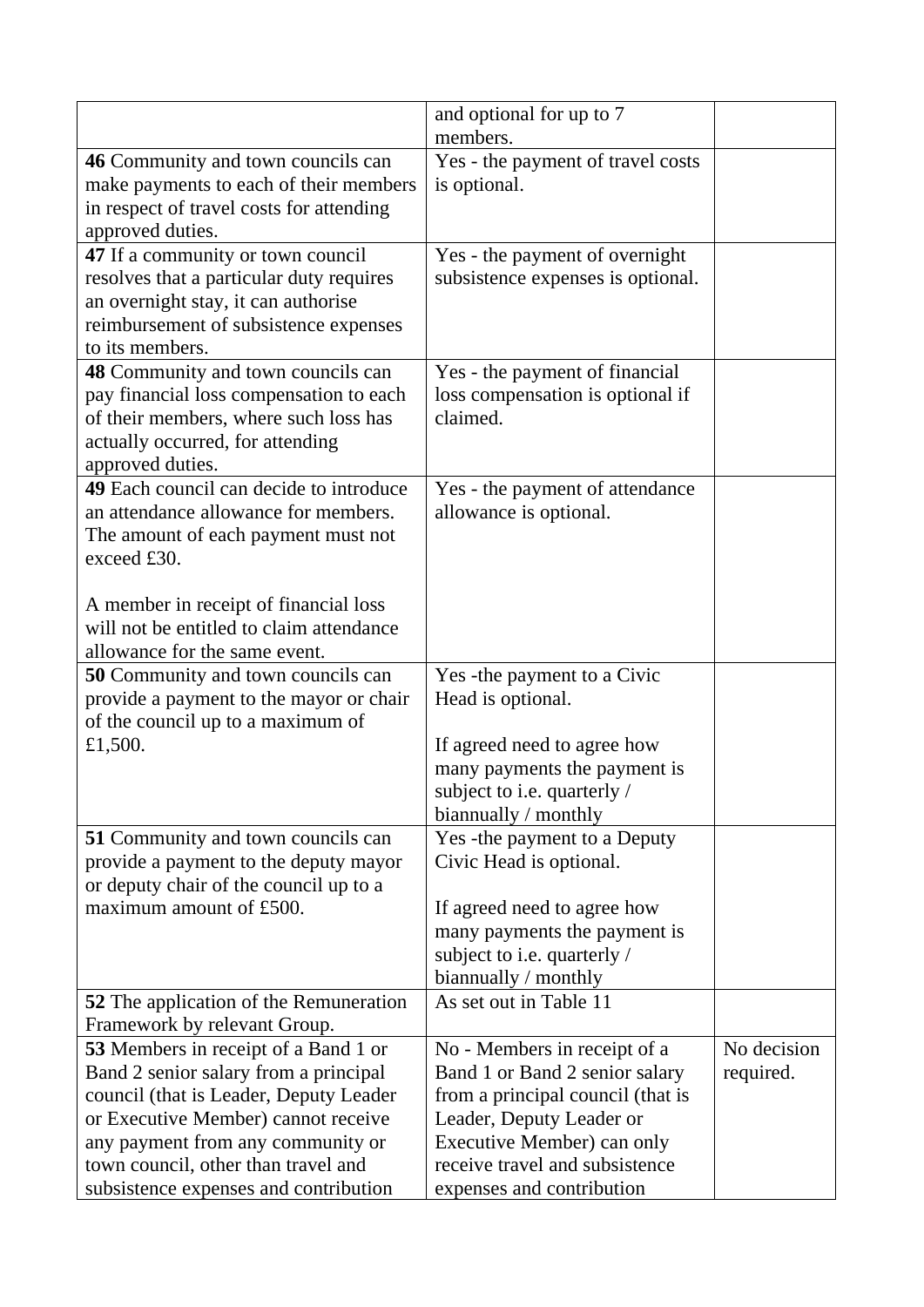| | | |
|---|---|---|
| | and optional for up to 7 members. | |
| **46** Community and town councils can make payments to each of their members in respect of travel costs for attending approved duties. | Yes - the payment of travel costs is optional. | |
| **47** If a community or town council resolves that a particular duty requires an overnight stay, it can authorise reimbursement of subsistence expenses to its members. | Yes - the payment of overnight subsistence expenses is optional. | |
| **48** Community and town councils can pay financial loss compensation to each of their members, where such loss has actually occurred, for attending approved duties. | Yes - the payment of financial loss compensation is optional if claimed. | |
| **49** Each council can decide to introduce an attendance allowance for members. The amount of each payment must not exceed £30.<br><br>A member in receipt of financial loss will not be entitled to claim attendance allowance for the same event. | Yes - the payment of attendance allowance is optional. | |
| **50** Community and town councils can provide a payment to the mayor or chair of the council up to a maximum of £1,500. | Yes -the payment to a Civic Head is optional.<br><br>If agreed need to agree how many payments the payment is subject to i.e. quarterly / biannually / monthly | |
| **51** Community and town councils can provide a payment to the deputy mayor or deputy chair of the council up to a maximum amount of £500. | Yes -the payment to a Deputy Civic Head is optional.<br><br>If agreed need to agree how many payments the payment is subject to i.e. quarterly / biannually / monthly | |
| **52** The application of the Remuneration Framework by relevant Group. | As set out in Table 11 | |
| **53** Members in receipt of a Band 1 or Band 2 senior salary from a principal council (that is Leader, Deputy Leader or Executive Member) cannot receive any payment from any community or town council, other than travel and subsistence expenses and contribution | No - Members in receipt of a Band 1 or Band 2 senior salary from a principal council (that is Leader, Deputy Leader or Executive Member) can only receive travel and subsistence expenses and contribution | No decision required. |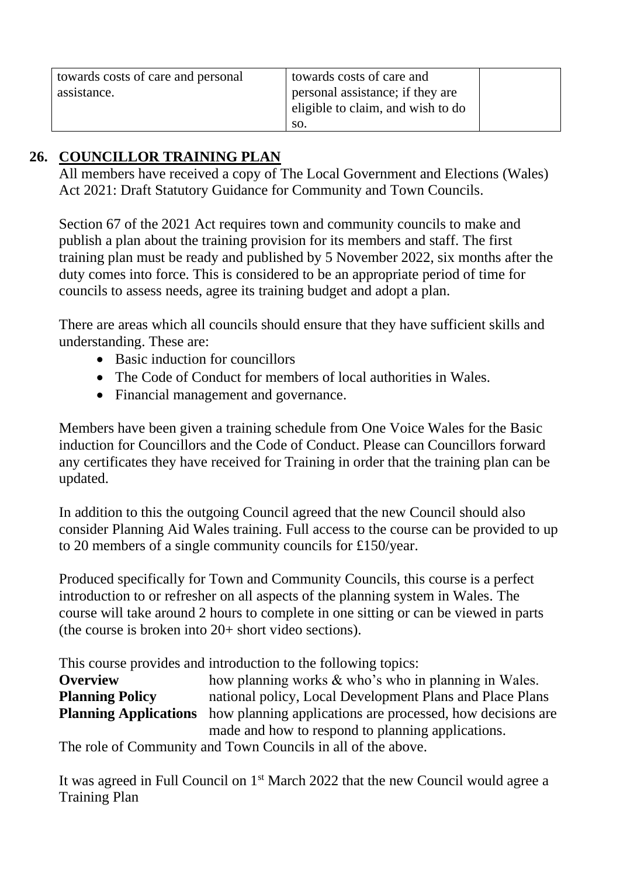| | | |
|---|---|---|
| towards costs of care and personal assistance. | towards costs of care and personal assistance; if they are eligible to claim, and wish to do so. | |

## 26. COUNCILLOR TRAINING PLAN

All members have received a copy of The Local Government and Elections (Wales) Act 2021: Draft Statutory Guidance for Community and Town Councils.

Section 67 of the 2021 Act requires town and community councils to make and publish a plan about the training provision for its members and staff. The first training plan must be ready and published by 5 November 2022, six months after the duty comes into force. This is considered to be an appropriate period of time for councils to assess needs, agree its training budget and adopt a plan.

There are areas which all councils should ensure that they have sufficient skills and understanding. These are:

- Basic induction for councillors
- The Code of Conduct for members of local authorities in Wales.
- Financial management and governance.

Members have been given a training schedule from One Voice Wales for the Basic induction for Councillors and the Code of Conduct. Please can Councillors forward any certificates they have received for Training in order that the training plan can be updated.

In addition to this the outgoing Council agreed that the new Council should also consider Planning Aid Wales training. Full access to the course can be provided to up to 20 members of a single community councils for £150/year.

Produced specifically for Town and Community Councils, this course is a perfect introduction to or refresher on all aspects of the planning system in Wales. The course will take around 2 hours to complete in one sitting or can be viewed in parts (the course is broken into 20+ short video sections).

This course provides and introduction to the following topics:

**Overview** how planning works & who's who in planning in Wales.
**Planning Policy** national policy, Local Development Plans and Place Plans
**Planning Applications** how planning applications are processed, how decisions are made and how to respond to planning applications.

The role of Community and Town Councils in all of the above.

It was agreed in Full Council on 1st March 2022 that the new Council would agree a Training Plan